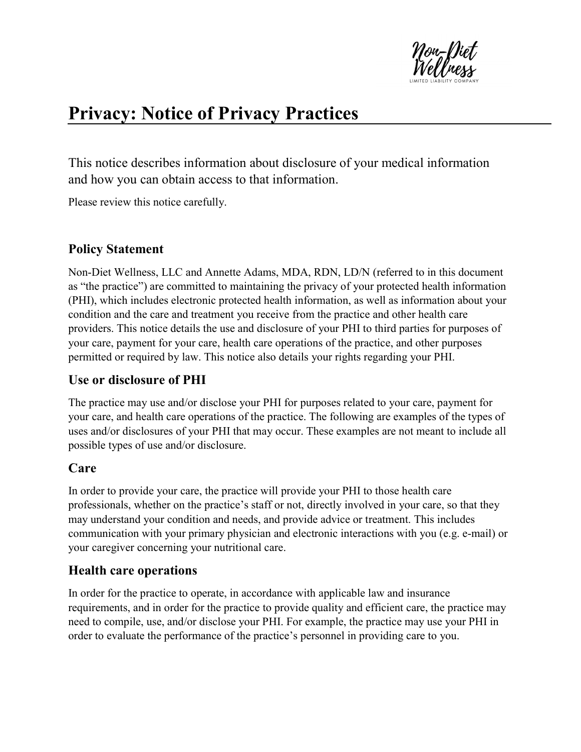# Privacy: Notice of Privacy Practices

This notice describes information about disclosure of your medical information and how you can obtain access to that information.

Please review this notice carefully.

## Policy Statement

Non-Diet Wellness, LLC and Annette Adams, MDA, RDN, LD/N (referred to in this document as "the practice") are committed to maintaining the privacy of your protected health information (PHI), which includes electronic protected health information, as well as information about your condition and the care and treatment you receive from the practice and other health care providers. This notice details the use and disclosure of your PHI to third parties for purposes of your care, payment for your care, health care operations of the practice, and other purposes permitted or required by law. This notice also details your rights regarding your PHI.

## Use or disclosure of PHI

The practice may use and/or disclose your PHI for purposes related to your care, payment for your care, and health care operations of the practice. The following are examples of the types of uses and/or disclosures of your PHI that may occur. These examples are not meant to include all possible types of use and/or disclosure.

## Care

In order to provide your care, the practice will provide your PHI to those health care professionals, whether on the practice's staff or not, directly involved in your care, so that they may understand your condition and needs, and provide advice or treatment. This includes communication with your primary physician and electronic interactions with you (e.g. e-mail) or your caregiver concerning your nutritional care.

## Health care operations

In order for the practice to operate, in accordance with applicable law and insurance requirements, and in order for the practice to provide quality and efficient care, the practice may need to compile, use, and/or disclose your PHI. For example, the practice may use your PHI in order to evaluate the performance of the practice's personnel in providing care to you.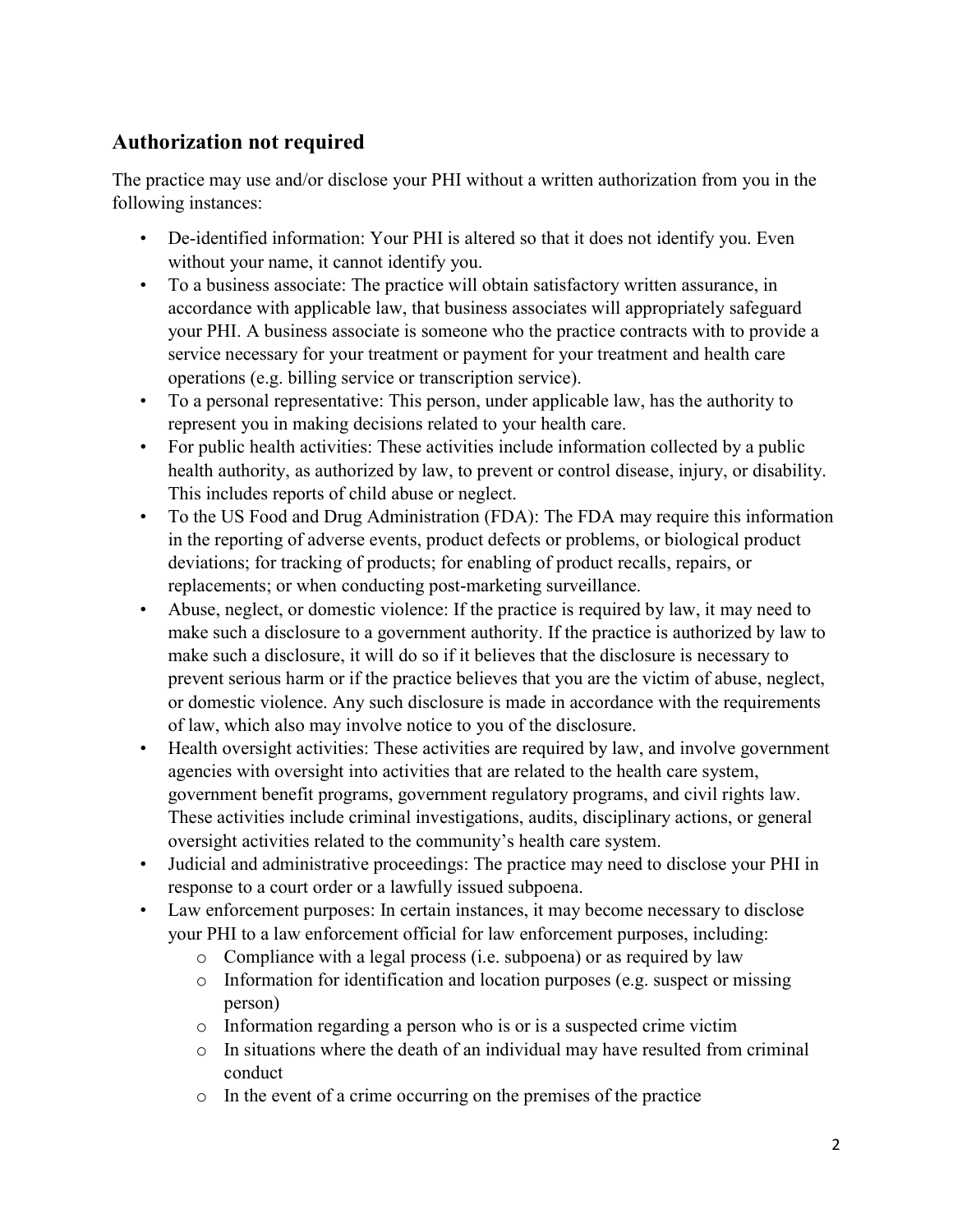## Authorization not required

The practice may use and/or disclose your PHI without a written authorization from you in the following instances:

- De-identified information: Your PHI is altered so that it does not identify you. Even without your name, it cannot identify you.
- To a business associate: The practice will obtain satisfactory written assurance, in accordance with applicable law, that business associates will appropriately safeguard your PHI. A business associate is someone who the practice contracts with to provide a service necessary for your treatment or payment for your treatment and health care operations (e.g. billing service or transcription service).
- To a personal representative: This person, under applicable law, has the authority to represent you in making decisions related to your health care.
- For public health activities: These activities include information collected by a public health authority, as authorized by law, to prevent or control disease, injury, or disability. This includes reports of child abuse or neglect.
- To the US Food and Drug Administration (FDA): The FDA may require this information in the reporting of adverse events, product defects or problems, or biological product deviations; for tracking of products; for enabling of product recalls, repairs, or replacements; or when conducting post-marketing surveillance.
- Abuse, neglect, or domestic violence: If the practice is required by law, it may need to make such a disclosure to a government authority. If the practice is authorized by law to make such a disclosure, it will do so if it believes that the disclosure is necessary to prevent serious harm or if the practice believes that you are the victim of abuse, neglect, or domestic violence. Any such disclosure is made in accordance with the requirements of law, which also may involve notice to you of the disclosure.
- Health oversight activities: These activities are required by law, and involve government agencies with oversight into activities that are related to the health care system, government benefit programs, government regulatory programs, and civil rights law. These activities include criminal investigations, audits, disciplinary actions, or general oversight activities related to the community's health care system.
- Judicial and administrative proceedings: The practice may need to disclose your PHI in response to a court order or a lawfully issued subpoena.
- Law enforcement purposes: In certain instances, it may become necessary to disclose your PHI to a law enforcement official for law enforcement purposes, including:
  - Compliance with a legal process (i.e. subpoena) or as required by law
  - Information for identification and location purposes (e.g. suspect or missing person)
  - Information regarding a person who is or is a suspected crime victim
  - In situations where the death of an individual may have resulted from criminal conduct
  - In the event of a crime occurring on the premises of the practice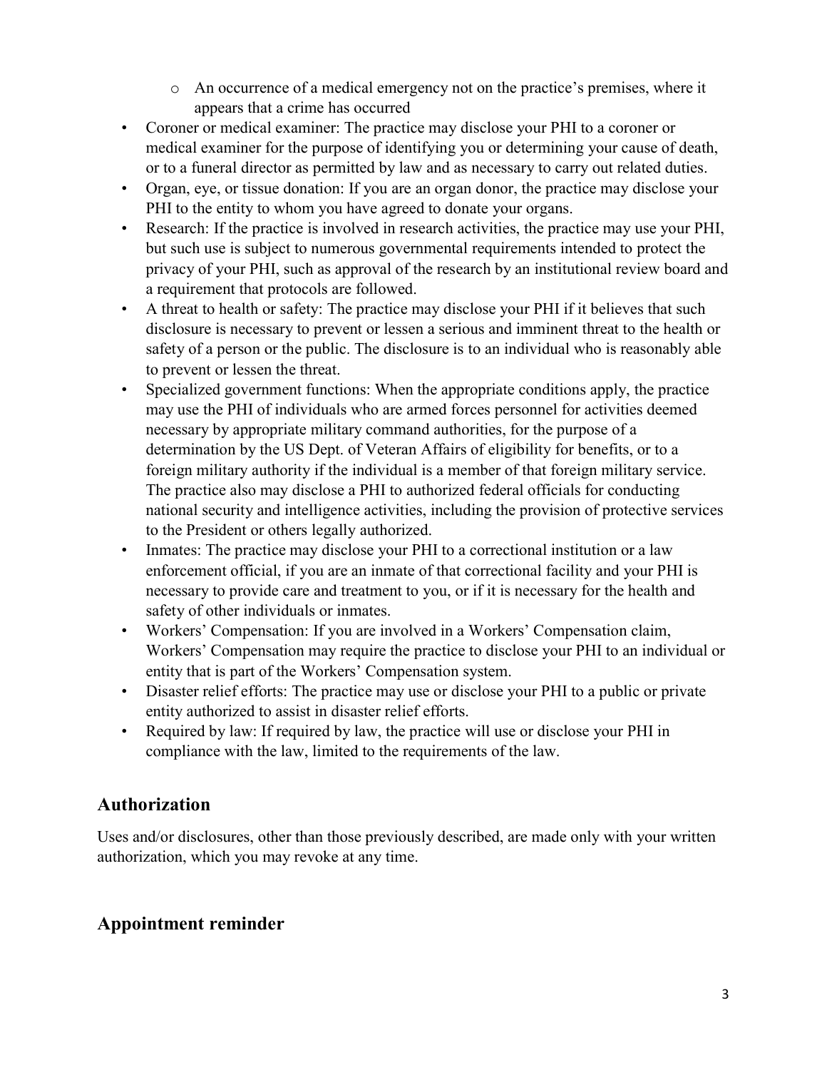- An occurrence of a medical emergency not on the practice's premises, where it appears that a crime has occurred
- Coroner or medical examiner: The practice may disclose your PHI to a coroner or medical examiner for the purpose of identifying you or determining your cause of death, or to a funeral director as permitted by law and as necessary to carry out related duties.
- Organ, eye, or tissue donation: If you are an organ donor, the practice may disclose your PHI to the entity to whom you have agreed to donate your organs.
- Research: If the practice is involved in research activities, the practice may use your PHI, but such use is subject to numerous governmental requirements intended to protect the privacy of your PHI, such as approval of the research by an institutional review board and a requirement that protocols are followed.
- A threat to health or safety: The practice may disclose your PHI if it believes that such disclosure is necessary to prevent or lessen a serious and imminent threat to the health or safety of a person or the public. The disclosure is to an individual who is reasonably able to prevent or lessen the threat.
- Specialized government functions: When the appropriate conditions apply, the practice may use the PHI of individuals who are armed forces personnel for activities deemed necessary by appropriate military command authorities, for the purpose of a determination by the US Dept. of Veteran Affairs of eligibility for benefits, or to a foreign military authority if the individual is a member of that foreign military service. The practice also may disclose a PHI to authorized federal officials for conducting national security and intelligence activities, including the provision of protective services to the President or others legally authorized.
- Inmates: The practice may disclose your PHI to a correctional institution or a law enforcement official, if you are an inmate of that correctional facility and your PHI is necessary to provide care and treatment to you, or if it is necessary for the health and safety of other individuals or inmates.
- Workers' Compensation: If you are involved in a Workers' Compensation claim, Workers' Compensation may require the practice to disclose your PHI to an individual or entity that is part of the Workers' Compensation system.
- Disaster relief efforts: The practice may use or disclose your PHI to a public or private entity authorized to assist in disaster relief efforts.
- Required by law: If required by law, the practice will use or disclose your PHI in compliance with the law, limited to the requirements of the law.

## Authorization

Uses and/or disclosures, other than those previously described, are made only with your written authorization, which you may revoke at any time.

## Appointment reminder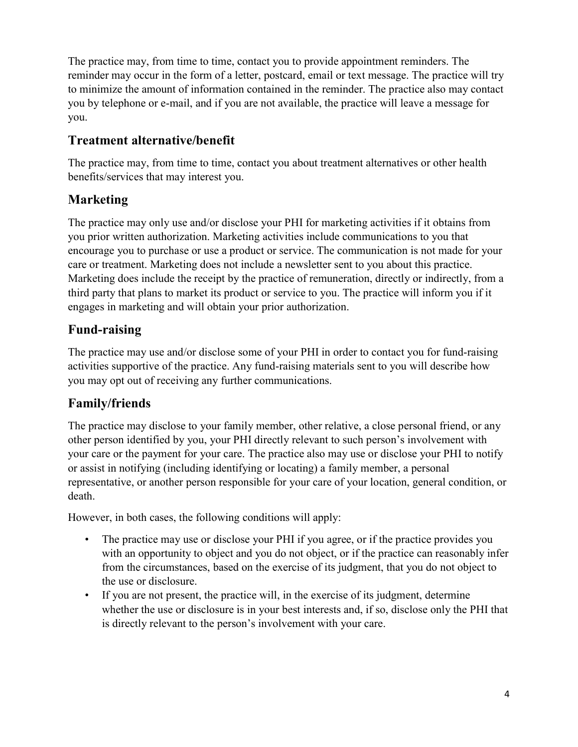The practice may, from time to time, contact you to provide appointment reminders. The reminder may occur in the form of a letter, postcard, email or text message. The practice will try to minimize the amount of information contained in the reminder. The practice also may contact you by telephone or e-mail, and if you are not available, the practice will leave a message for you.

## Treatment alternative/benefit

The practice may, from time to time, contact you about treatment alternatives or other health benefits/services that may interest you.

## Marketing

The practice may only use and/or disclose your PHI for marketing activities if it obtains from you prior written authorization. Marketing activities include communications to you that encourage you to purchase or use a product or service. The communication is not made for your care or treatment. Marketing does not include a newsletter sent to you about this practice. Marketing does include the receipt by the practice of remuneration, directly or indirectly, from a third party that plans to market its product or service to you. The practice will inform you if it engages in marketing and will obtain your prior authorization.

## Fund-raising

The practice may use and/or disclose some of your PHI in order to contact you for fund-raising activities supportive of the practice. Any fund-raising materials sent to you will describe how you may opt out of receiving any further communications.

## Family/friends

The practice may disclose to your family member, other relative, a close personal friend, or any other person identified by you, your PHI directly relevant to such person's involvement with your care or the payment for your care. The practice also may use or disclose your PHI to notify or assist in notifying (including identifying or locating) a family member, a personal representative, or another person responsible for your care of your location, general condition, or death.

However, in both cases, the following conditions will apply:

- The practice may use or disclose your PHI if you agree, or if the practice provides you with an opportunity to object and you do not object, or if the practice can reasonably infer from the circumstances, based on the exercise of its judgment, that you do not object to the use or disclosure.
- If you are not present, the practice will, in the exercise of its judgment, determine whether the use or disclosure is in your best interests and, if so, disclose only the PHI that is directly relevant to the person's involvement with your care.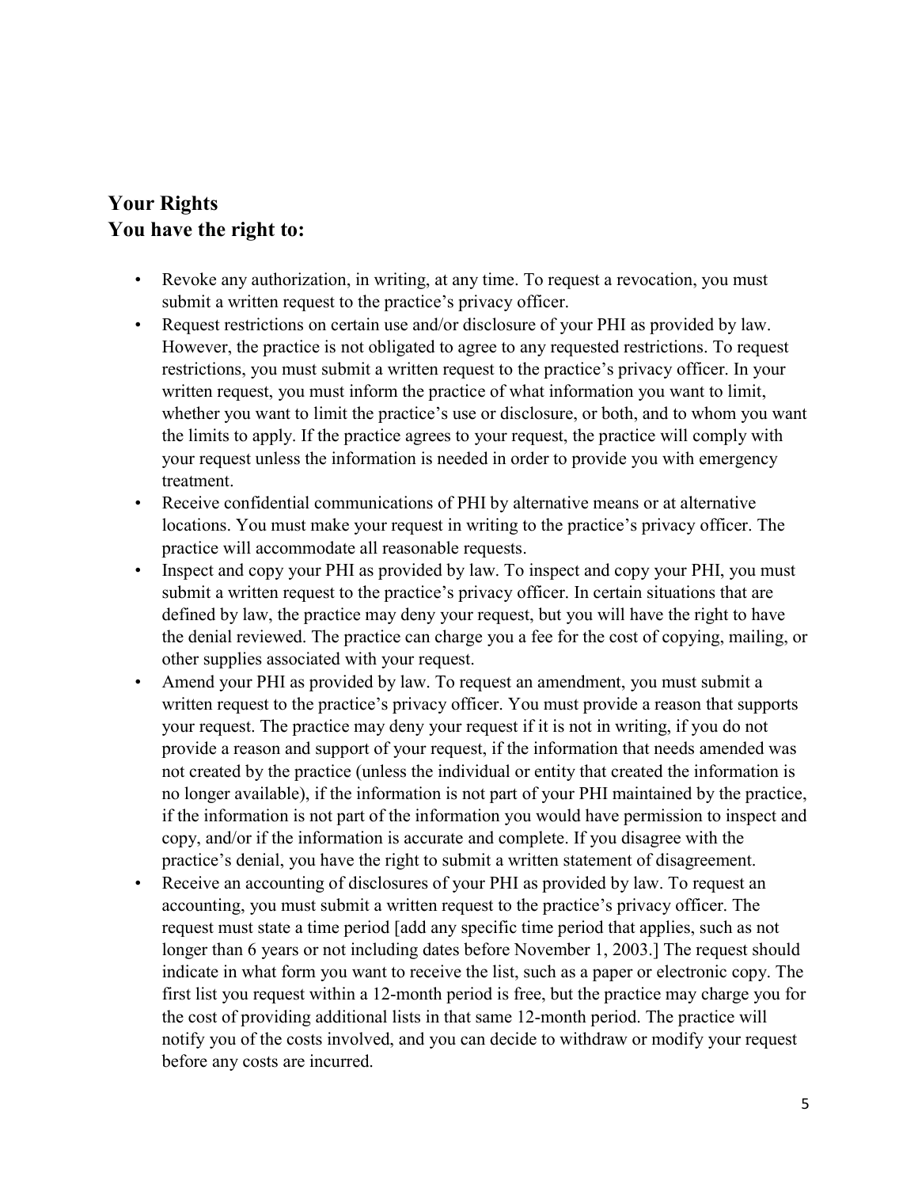## Your Rights

## You have the right to:

- Revoke any authorization, in writing, at any time. To request a revocation, you must submit a written request to the practice's privacy officer.
- Request restrictions on certain use and/or disclosure of your PHI as provided by law. However, the practice is not obligated to agree to any requested restrictions. To request restrictions, you must submit a written request to the practice's privacy officer. In your written request, you must inform the practice of what information you want to limit, whether you want to limit the practice's use or disclosure, or both, and to whom you want the limits to apply. If the practice agrees to your request, the practice will comply with your request unless the information is needed in order to provide you with emergency treatment.
- Receive confidential communications of PHI by alternative means or at alternative locations. You must make your request in writing to the practice's privacy officer. The practice will accommodate all reasonable requests.
- Inspect and copy your PHI as provided by law. To inspect and copy your PHI, you must submit a written request to the practice's privacy officer. In certain situations that are defined by law, the practice may deny your request, but you will have the right to have the denial reviewed. The practice can charge you a fee for the cost of copying, mailing, or other supplies associated with your request.
- Amend your PHI as provided by law. To request an amendment, you must submit a written request to the practice's privacy officer. You must provide a reason that supports your request. The practice may deny your request if it is not in writing, if you do not provide a reason and support of your request, if the information that needs amended was not created by the practice (unless the individual or entity that created the information is no longer available), if the information is not part of your PHI maintained by the practice, if the information is not part of the information you would have permission to inspect and copy, and/or if the information is accurate and complete. If you disagree with the practice's denial, you have the right to submit a written statement of disagreement.
- Receive an accounting of disclosures of your PHI as provided by law. To request an accounting, you must submit a written request to the practice's privacy officer. The request must state a time period [add any specific time period that applies, such as not longer than 6 years or not including dates before November 1, 2003.] The request should indicate in what form you want to receive the list, such as a paper or electronic copy. The first list you request within a 12-month period is free, but the practice may charge you for the cost of providing additional lists in that same 12-month period. The practice will notify you of the costs involved, and you can decide to withdraw or modify your request before any costs are incurred.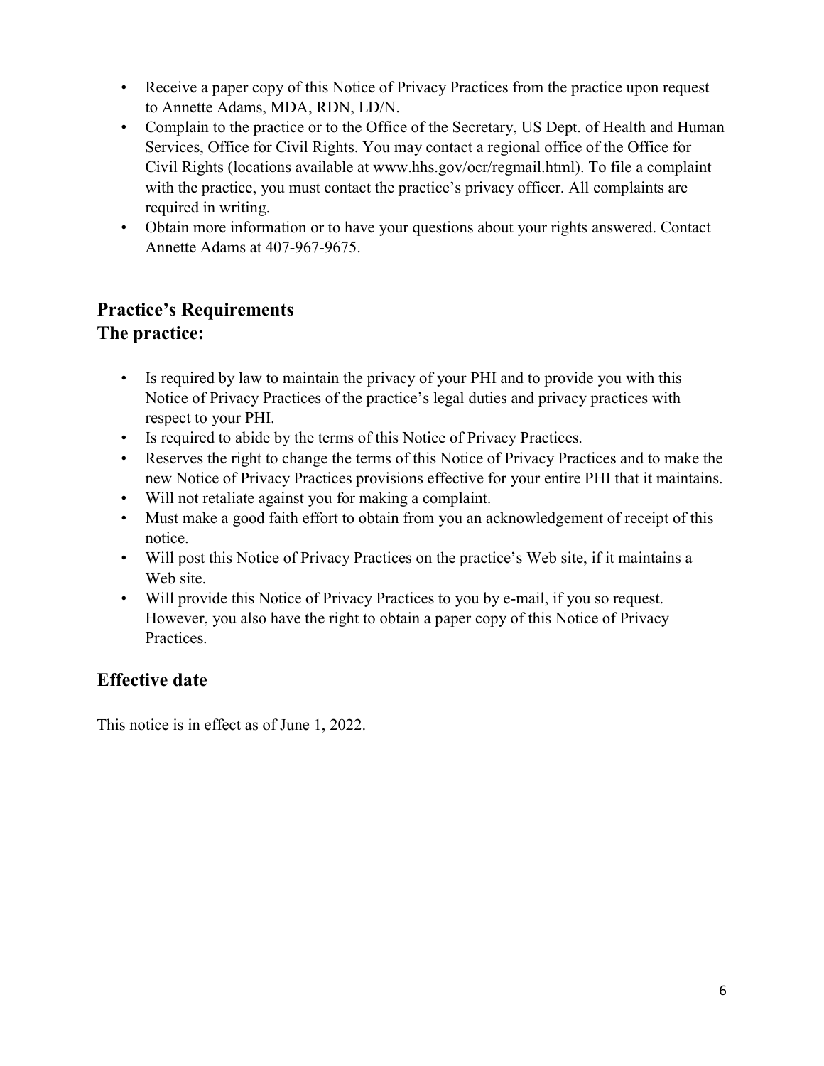- Receive a paper copy of this Notice of Privacy Practices from the practice upon request to Annette Adams, MDA, RDN, LD/N.
- Complain to the practice or to the Office of the Secretary, US Dept. of Health and Human Services, Office for Civil Rights. You may contact a regional office of the Office for Civil Rights (locations available at www.hhs.gov/ocr/regmail.html). To file a complaint with the practice, you must contact the practice's privacy officer. All complaints are required in writing.
- Obtain more information or to have your questions about your rights answered. Contact Annette Adams at 407-967-9675.

## Practice's Requirements

## The practice:

- Is required by law to maintain the privacy of your PHI and to provide you with this Notice of Privacy Practices of the practice's legal duties and privacy practices with respect to your PHI.
- Is required to abide by the terms of this Notice of Privacy Practices.
- Reserves the right to change the terms of this Notice of Privacy Practices and to make the new Notice of Privacy Practices provisions effective for your entire PHI that it maintains.
- Will not retaliate against you for making a complaint.
- Must make a good faith effort to obtain from you an acknowledgement of receipt of this notice.
- Will post this Notice of Privacy Practices on the practice's Web site, if it maintains a Web site.
- Will provide this Notice of Privacy Practices to you by e-mail, if you so request. However, you also have the right to obtain a paper copy of this Notice of Privacy Practices.

## Effective date

This notice is in effect as of June 1, 2022.